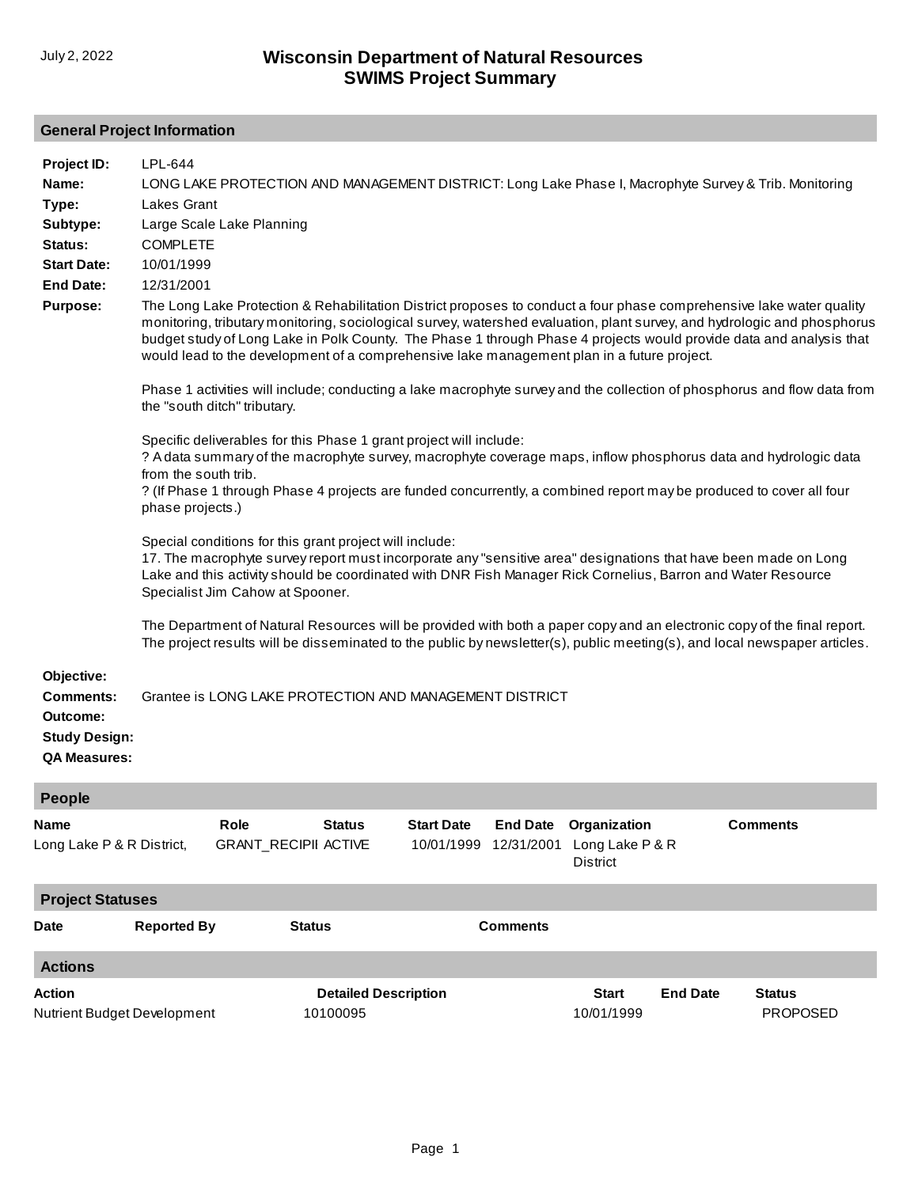July 2, 2022

# Wisconsin Department of Natural Resources
# SWIMS Project Summary

## General Project Information

**Project ID:** LPL-644

**Name:** LONG LAKE PROTECTION AND MANAGEMENT DISTRICT: Long Lake Phase I, Macrophyte Survey & Trib. Monitoring

**Type:** Lakes Grant

**Subtype:** Large Scale Lake Planning

**Status:** COMPLETE

**Start Date:** 10/01/1999

**End Date:** 12/31/2001

**Purpose:** The Long Lake Protection & Rehabilitation District proposes to conduct a four phase comprehensive lake water quality monitoring, tributary monitoring, sociological survey, watershed evaluation, plant survey, and hydrologic and phosphorus budget study of Long Lake in Polk County. The Phase 1 through Phase 4 projects would provide data and analysis that would lead to the development of a comprehensive lake management plan in a future project.

Phase 1 activities will include; conducting a lake macrophyte survey and the collection of phosphorus and flow data from the "south ditch" tributary.

Specific deliverables for this Phase 1 grant project will include:
? A data summary of the macrophyte survey, macrophyte coverage maps, inflow phosphorus data and hydrologic data from the south trib.
? (If Phase 1 through Phase 4 projects are funded concurrently, a combined report may be produced to cover all four phase projects.)

Special conditions for this grant project will include:
17. The macrophyte survey report must incorporate any "sensitive area" designations that have been made on Long Lake and this activity should be coordinated with DNR Fish Manager Rick Cornelius, Barron and Water Resource Specialist Jim Cahow at Spooner.

The Department of Natural Resources will be provided with both a paper copy and an electronic copy of the final report. The project results will be disseminated to the public by newsletter(s), public meeting(s), and local newspaper articles.

**Objective:**

**Comments:** Grantee is LONG LAKE PROTECTION AND MANAGEMENT DISTRICT

**Outcome:**

**Study Design:**

**QA Measures:**

## People

| Name | Role | Status | Start Date | End Date | Organization | Comments |
|---|---|---|---|---|---|---|
| Long Lake P & R District, | GRANT_RECIPII | ACTIVE | 10/01/1999 | 12/31/2001 | Long Lake P & R District | |

## Project Statuses

| Date | Reported By | Status | Comments |
|---|---|---|---|

## Actions

| Action | Detailed Description | Start | End Date | Status |
|---|---|---|---|---|
| Nutrient Budget Development | 10100095 | 10/01/1999 | | PROPOSED |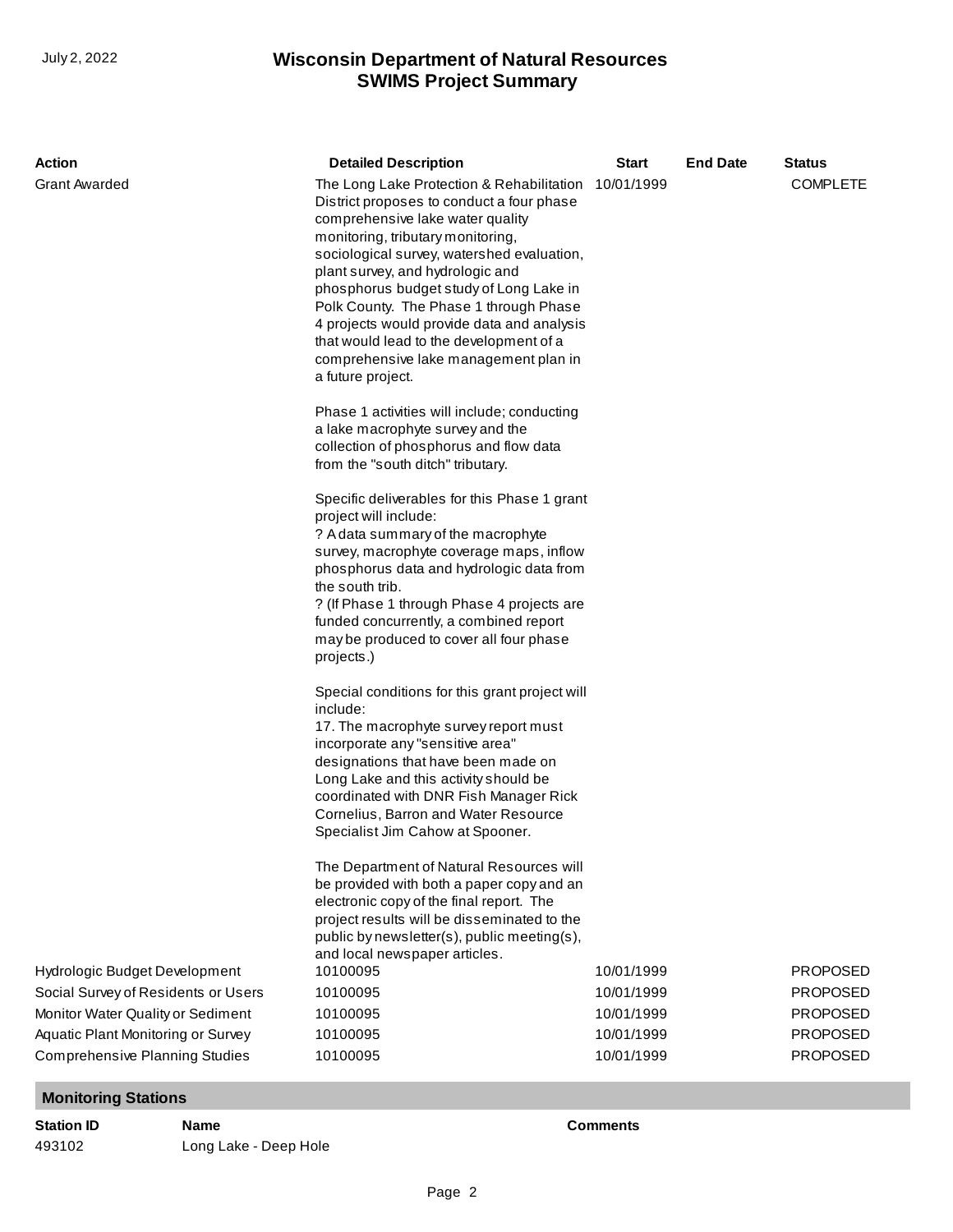| Action | Detailed Description | Start | End Date | Status |
|---|---|---|---|---|
| Grant Awarded | The Long Lake Protection & Rehabilitation District proposes to conduct a four phase comprehensive lake water quality monitoring, tributary monitoring, sociological survey, watershed evaluation, plant survey, and hydrologic and phosphorus budget study of Long Lake in Polk County. The Phase 1 through Phase 4 projects would provide data and analysis that would lead to the development of a comprehensive lake management plan in a future project.<br><br>Phase 1 activities will include; conducting a lake macrophyte survey and the collection of phosphorus and flow data from the "south ditch" tributary.<br><br>Specific deliverables for this Phase 1 grant project will include:<br>? A data summary of the macrophyte survey, macrophyte coverage maps, inflow phosphorus data and hydrologic data from the south trib.<br>? (If Phase 1 through Phase 4 projects are funded concurrently, a combined report may be produced to cover all four phase projects.)<br><br>Special conditions for this grant project will include:<br>17. The macrophyte survey report must incorporate any "sensitive area" designations that have been made on Long Lake and this activity should be coordinated with DNR Fish Manager Rick Cornelius, Barron and Water Resource Specialist Jim Cahow at Spooner.<br><br>The Department of Natural Resources will be provided with both a paper copy and an electronic copy of the final report. The project results will be disseminated to the public by newsletter(s), public meeting(s), and local newspaper articles. | 10/01/1999 | | COMPLETE |
| Hydrologic Budget Development | 10100095 | 10/01/1999 | | PROPOSED |
| Social Survey of Residents or Users | 10100095 | 10/01/1999 | | PROPOSED |
| Monitor Water Quality or Sediment | 10100095 | 10/01/1999 | | PROPOSED |
| Aquatic Plant Monitoring or Survey | 10100095 | 10/01/1999 | | PROPOSED |
| Comprehensive Planning Studies | 10100095 | 10/01/1999 | | PROPOSED |

## Monitoring Stations

| Station ID | Name | Comments |
|---|---|---|
| 493102 | Long Lake - Deep Hole | |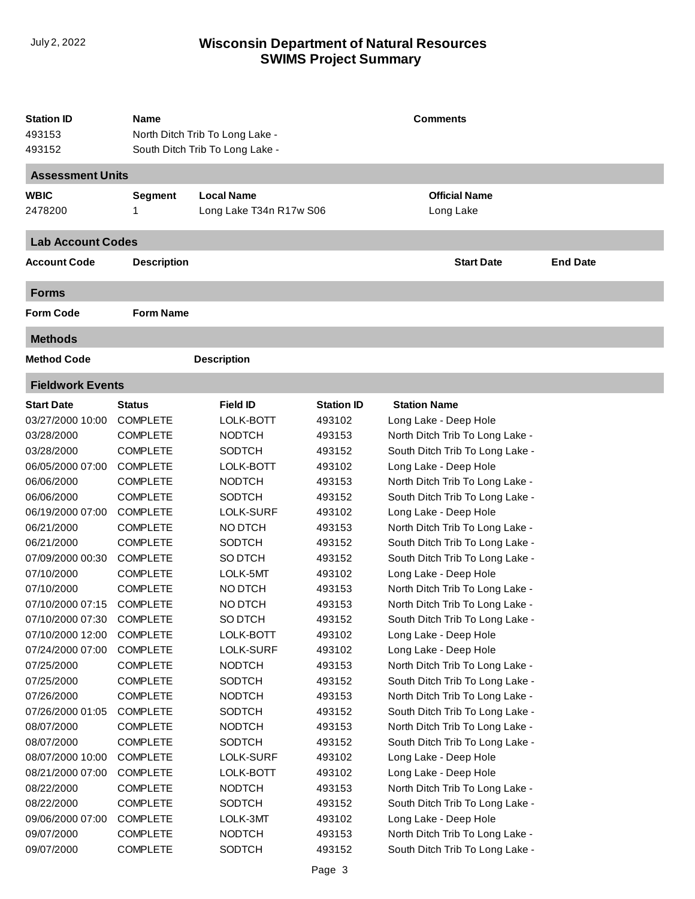| Station ID | Name | Comments |
|---|---|---|
| 493153 | North Ditch Trib To Long Lake - | |
| 493152 | South Ditch Trib To Long Lake - | |

## Assessment Units

| WBIC | Segment | Local Name | Official Name |
|---|---|---|---|
| 2478200 | 1 | Long Lake T34n R17w S06 | Long Lake |

## Lab Account Codes

| Account Code | Description | Start Date | End Date |
|---|---|---|---|

## Forms

| Form Code | Form Name |
|---|---|

## Methods

| Method Code | Description |
|---|---|

## Fieldwork Events

| Start Date | Status | Field ID | Station ID | Station Name |
|---|---|---|---|---|
| 03/27/2000 10:00 | COMPLETE | LOLK-BOTT | 493102 | Long Lake - Deep Hole |
| 03/28/2000 | COMPLETE | NODTCH | 493153 | North Ditch Trib To Long Lake - |
| 03/28/2000 | COMPLETE | SODTCH | 493152 | South Ditch Trib To Long Lake - |
| 06/05/2000 07:00 | COMPLETE | LOLK-BOTT | 493102 | Long Lake - Deep Hole |
| 06/06/2000 | COMPLETE | NODTCH | 493153 | North Ditch Trib To Long Lake - |
| 06/06/2000 | COMPLETE | SODTCH | 493152 | South Ditch Trib To Long Lake - |
| 06/19/2000 07:00 | COMPLETE | LOLK-SURF | 493102 | Long Lake - Deep Hole |
| 06/21/2000 | COMPLETE | NO DTCH | 493153 | North Ditch Trib To Long Lake - |
| 06/21/2000 | COMPLETE | SODTCH | 493152 | South Ditch Trib To Long Lake - |
| 07/09/2000 00:30 | COMPLETE | SO DTCH | 493152 | South Ditch Trib To Long Lake - |
| 07/10/2000 | COMPLETE | LOLK-5MT | 493102 | Long Lake - Deep Hole |
| 07/10/2000 | COMPLETE | NO DTCH | 493153 | North Ditch Trib To Long Lake - |
| 07/10/2000 07:15 | COMPLETE | NO DTCH | 493153 | North Ditch Trib To Long Lake - |
| 07/10/2000 07:30 | COMPLETE | SO DTCH | 493152 | South Ditch Trib To Long Lake - |
| 07/10/2000 12:00 | COMPLETE | LOLK-BOTT | 493102 | Long Lake - Deep Hole |
| 07/24/2000 07:00 | COMPLETE | LOLK-SURF | 493102 | Long Lake - Deep Hole |
| 07/25/2000 | COMPLETE | NODTCH | 493153 | North Ditch Trib To Long Lake - |
| 07/25/2000 | COMPLETE | SODTCH | 493152 | South Ditch Trib To Long Lake - |
| 07/26/2000 | COMPLETE | NODTCH | 493153 | North Ditch Trib To Long Lake - |
| 07/26/2000 01:05 | COMPLETE | SODTCH | 493152 | South Ditch Trib To Long Lake - |
| 08/07/2000 | COMPLETE | NODTCH | 493153 | North Ditch Trib To Long Lake - |
| 08/07/2000 | COMPLETE | SODTCH | 493152 | South Ditch Trib To Long Lake - |
| 08/07/2000 10:00 | COMPLETE | LOLK-SURF | 493102 | Long Lake - Deep Hole |
| 08/21/2000 07:00 | COMPLETE | LOLK-BOTT | 493102 | Long Lake - Deep Hole |
| 08/22/2000 | COMPLETE | NODTCH | 493153 | North Ditch Trib To Long Lake - |
| 08/22/2000 | COMPLETE | SODTCH | 493152 | South Ditch Trib To Long Lake - |
| 09/06/2000 07:00 | COMPLETE | LOLK-3MT | 493102 | Long Lake - Deep Hole |
| 09/07/2000 | COMPLETE | NODTCH | 493153 | North Ditch Trib To Long Lake - |
| 09/07/2000 | COMPLETE | SODTCH | 493152 | South Ditch Trib To Long Lake - |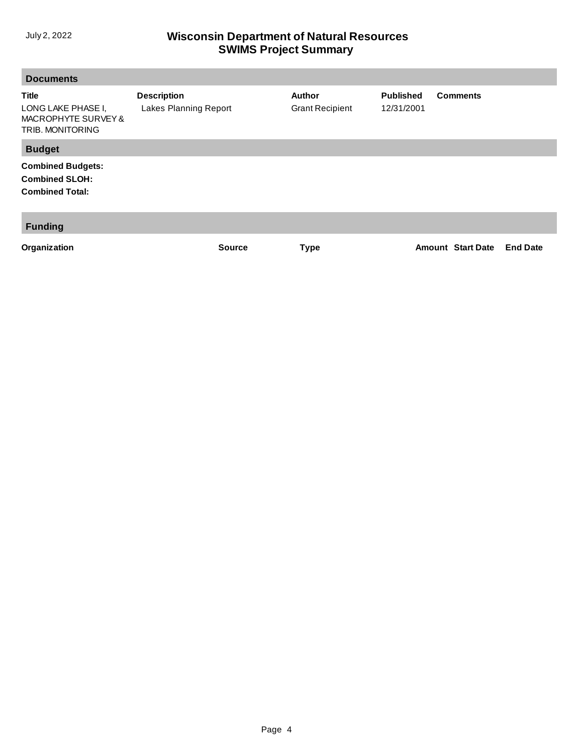## Documents

| Title | Description | Author | Published | Comments |
|---|---|---|---|---|
| LONG LAKE PHASE I, MACROPHYTE SURVEY & TRIB. MONITORING | Lakes Planning Report | Grant Recipient | 12/31/2001 | |

## Budget

**Combined Budgets:**

**Combined SLOH:**

**Combined Total:**

## Funding

| Organization | Source | Type | Amount | Start Date | End Date |
|---|---|---|---|---|---|